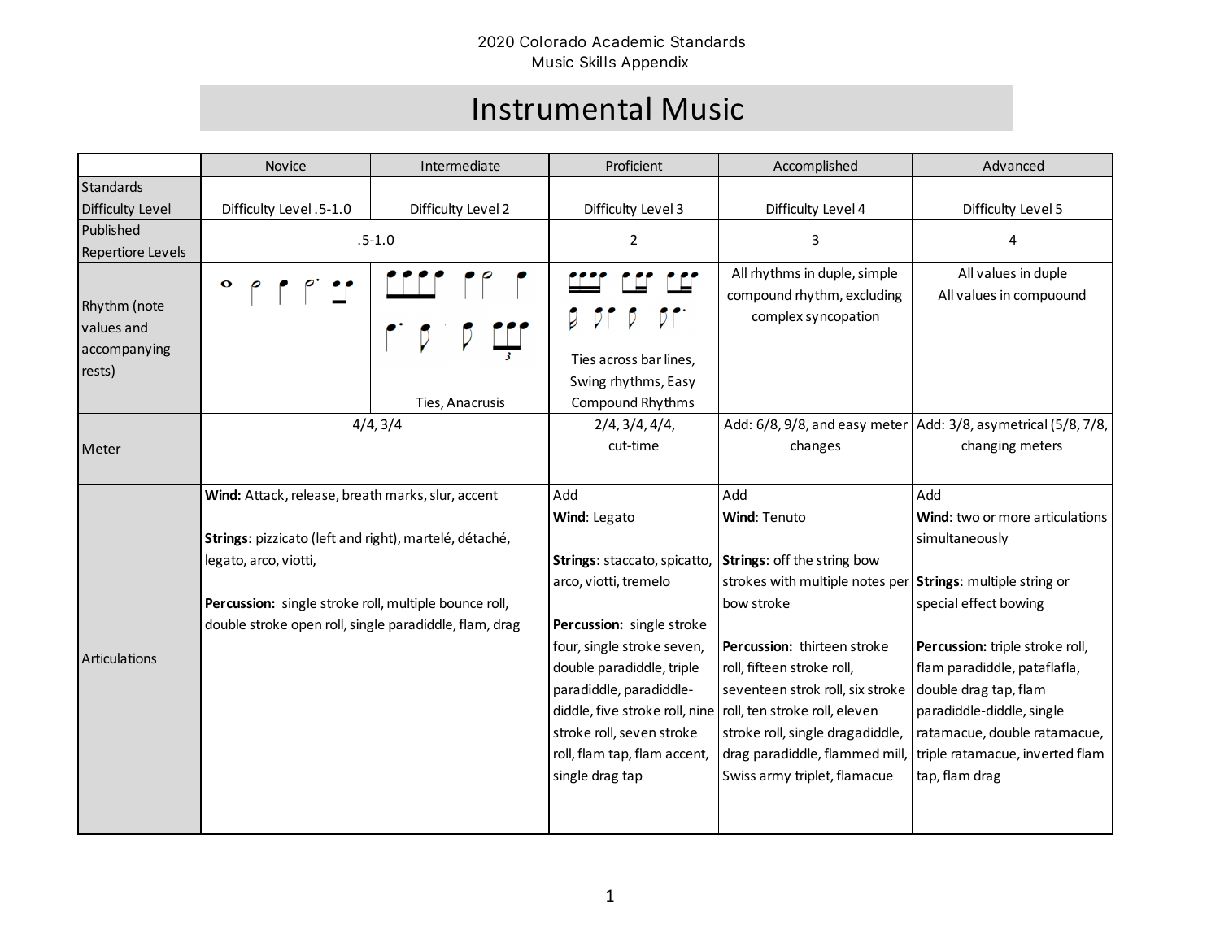2020 Colorado Academic Standards
Music Skills Appendix

# Instrumental Music

| | Novice | Intermediate | Proficient | Accomplished | Advanced |
|---|---|---|---|---|---|
| Standards Difficulty Level | Difficulty Level .5-1.0 | Difficulty Level 2 | Difficulty Level 3 | Difficulty Level 4 | Difficulty Level 5 |
| Published Repertiore Levels | .5-1.0 | | 2 | 3 | 4 |
| Rhythm (note values and accompanying rests) | | Ties, Anacrusis | Ties across bar lines, Swing rhythms, Easy Compound Rhythms | All rhythms in duple, simple compound rhythm, excluding complex syncopation | All values in duple<br>All values in compuound |
| Meter | 4/4, 3/4 | | 2/4, 3/4, 4/4, cut-time | Add: 6/8, 9/8, and easy meter changes | Add: 3/8, asymetrical (5/8, 7/8, changing meters |
| Articulations | **Wind:** Attack, release, breath marks, slur, accent<br><br>**Strings**: pizzicato (left and right), martelé, détaché, legato, arco, viotti,<br><br>**Percussion:** single stroke roll, multiple bounce roll, double stroke open roll, single paradiddle, flam, drag | | Add<br>**Wind**: Legato<br><br>**Strings**: staccato, spicatto, arco, viotti, tremelo<br><br>**Percussion:** single stroke four, single stroke seven, double paradiddle, triple paradiddle, paradiddle-diddle, five stroke roll, nine stroke roll, seven stroke roll, flam tap, flam accent, single drag tap | Add<br>**Wind**: Tenuto<br><br>**Strings**: off the string bow strokes with multiple notes per bow stroke<br><br>**Percussion:** thirteen stroke roll, fifteen stroke roll, seventeen strok roll, six stroke roll, ten stroke roll, eleven stroke roll, single dragadiddle, drag paradiddle, flammed mill, Swiss army triplet, flamacue | Add<br>**Wind**: two or more articulations simultaneously<br><br>**Strings**: multiple string or special effect bowing<br><br>**Percussion:** triple stroke roll, flam paradiddle, pataflafla, double drag tap, flam paradiddle-diddle, single ratamacue, double ratamacue, triple ratamacue, inverted flam tap, flam drag |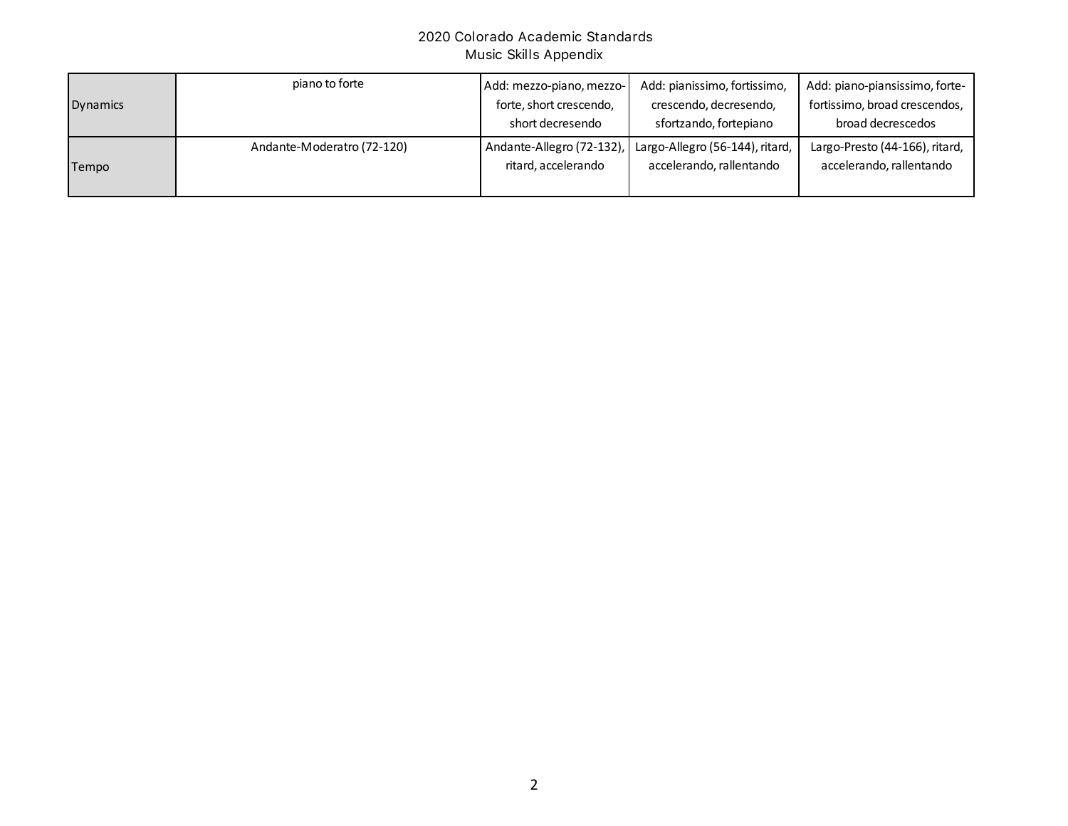| | | | | |
|---|---|---|---|---|
| Dynamics | piano to forte | Add: mezzo-piano, mezzo-forte, short crescendo, short decresendo | Add: pianissimo, fortissimo, crescendo, decresendo, sfortzando, fortepiano | Add: piano-piansissimo, forte-fortissimo, broad crescendos, broad decrescedos |
| Tempo | Andante-Moderatro (72-120) | Andante-Allegro (72-132), ritard, accelerando | Largo-Allegro (56-144), ritard, accelerando, rallentando | Largo-Presto (44-166), ritard, accelerando, rallentando |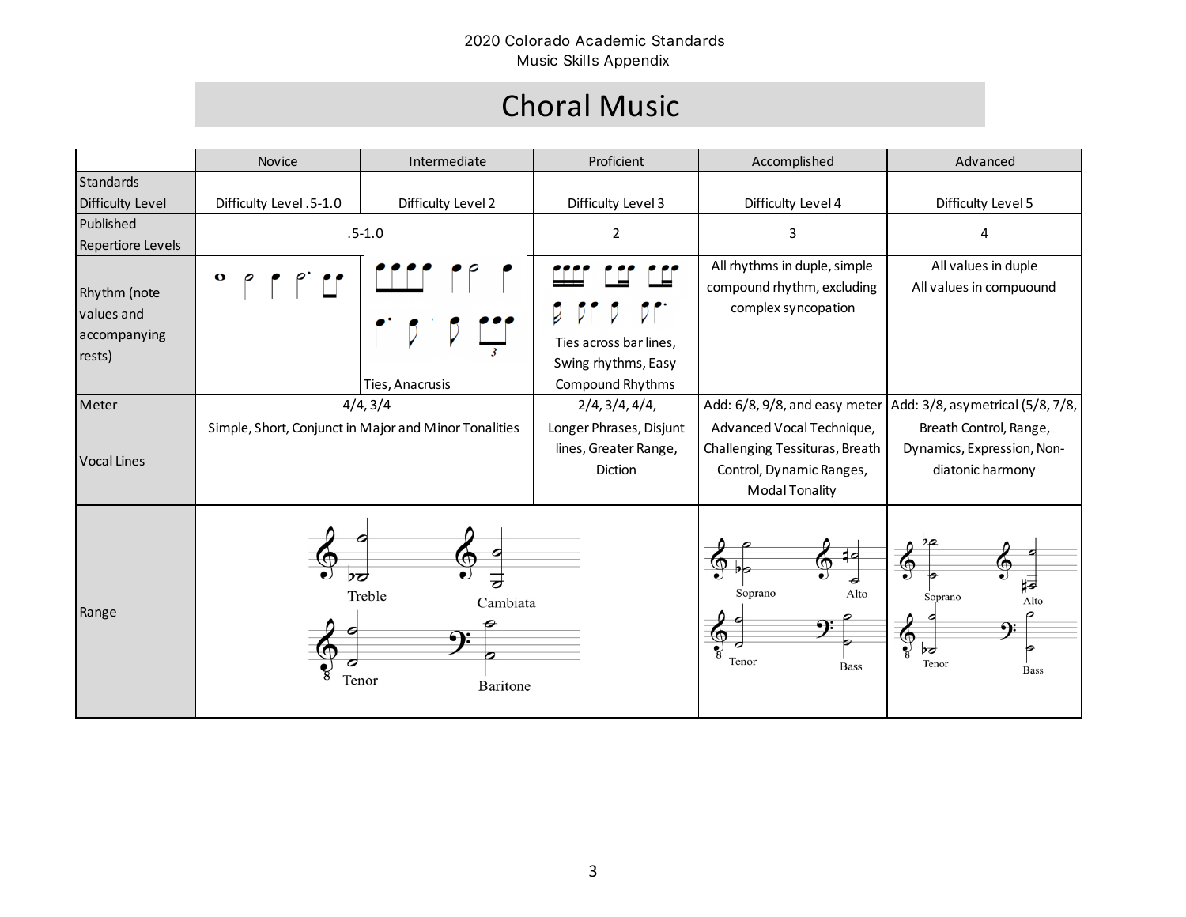# Choral Music

| | Novice | Intermediate | Proficient | Accomplished | Advanced |
|---|---|---|---|---|---|
| Standards Difficulty Level | Difficulty Level .5-1.0 | Difficulty Level 2 | Difficulty Level 3 | Difficulty Level 4 | Difficulty Level 5 |
| Published Repertiore Levels | .5-1.0 | | 2 | 3 | 4 |
| Rhythm (note values and accompanying rests) | | Ties, Anacrusis | Ties across bar lines, Swing rhythms, Easy Compound Rhythms | All rhythms in duple, simple compound rhythm, excluding complex syncopation | All values in duple All values in compuound |
| Meter | 4/4, 3/4 | | 2/4, 3/4, 4/4, | Add: 6/8, 9/8, and easy meter | Add: 3/8, asymetrical (5/8, 7/8, |
| Vocal Lines | Simple, Short, Conjunct in Major and Minor Tonalities | | Longer Phrases, Disjunt lines, Greater Range, Diction | Advanced Vocal Technique, Challenging Tessituras, Breath Control, Dynamic Ranges, Modal Tonality | Breath Control, Range, Dynamics, Expression, Non-diatonic harmony |
| Range | Treble, Cambiata, Tenor, Baritone | | | Soprano, Alto, Tenor, Bass | Soprano, Alto, Tenor, Bass |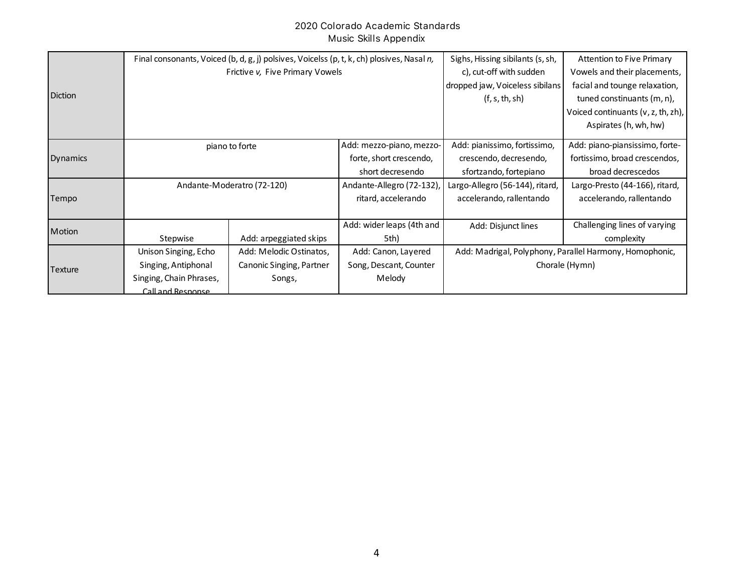| | | | | | |
|---|---|---|---|---|---|
| Diction | Final consonants, Voiced (b, d, g, j) polsives, Voicelss (p, t, k, ch) plosives, Nasal *n,* Frictive *v,* Five Primary Vowels | | | Sighs, Hissing sibilants (s, sh, c), cut-off with sudden dropped jaw, Voiceless sibilans (f, s, th, sh) | Attention to Five Primary Vowels and their placements, facial and tounge relaxation, tuned constinuants (m, n), Voiced continuants (v, z, th, zh), Aspirates (h, wh, hw) |
| Dynamics | piano to forte | | Add: mezzo-piano, mezzo-forte, short crescendo, short decresendo | Add: pianissimo, fortissimo, crescendo, decresendo, sfortzando, fortepiano | Add: piano-piansissimo, forte-fortissimo, broad crescendos, broad decrescedos |
| Tempo | Andante-Moderatro (72-120) | | Andante-Allegro (72-132), ritard, accelerando | Largo-Allegro (56-144), ritard, accelerando, rallentando | Largo-Presto (44-166), ritard, accelerando, rallentando |
| Motion | Stepwise | Add: arpeggiated skips | Add: wider leaps (4th and 5th) | Add: Disjunct lines | Challenging lines of varying complexity |
| Texture | Unison Singing, Echo Singing, Antiphonal Singing, Chain Phrases, Call and Response | Add: Melodic Ostinatos, Canonic Singing, Partner Songs, | Add: Canon, Layered Song, Descant, Counter Melody | Add: Madrigal, Polyphony, Parallel Harmony, Homophonic, Chorale (Hymn) | |